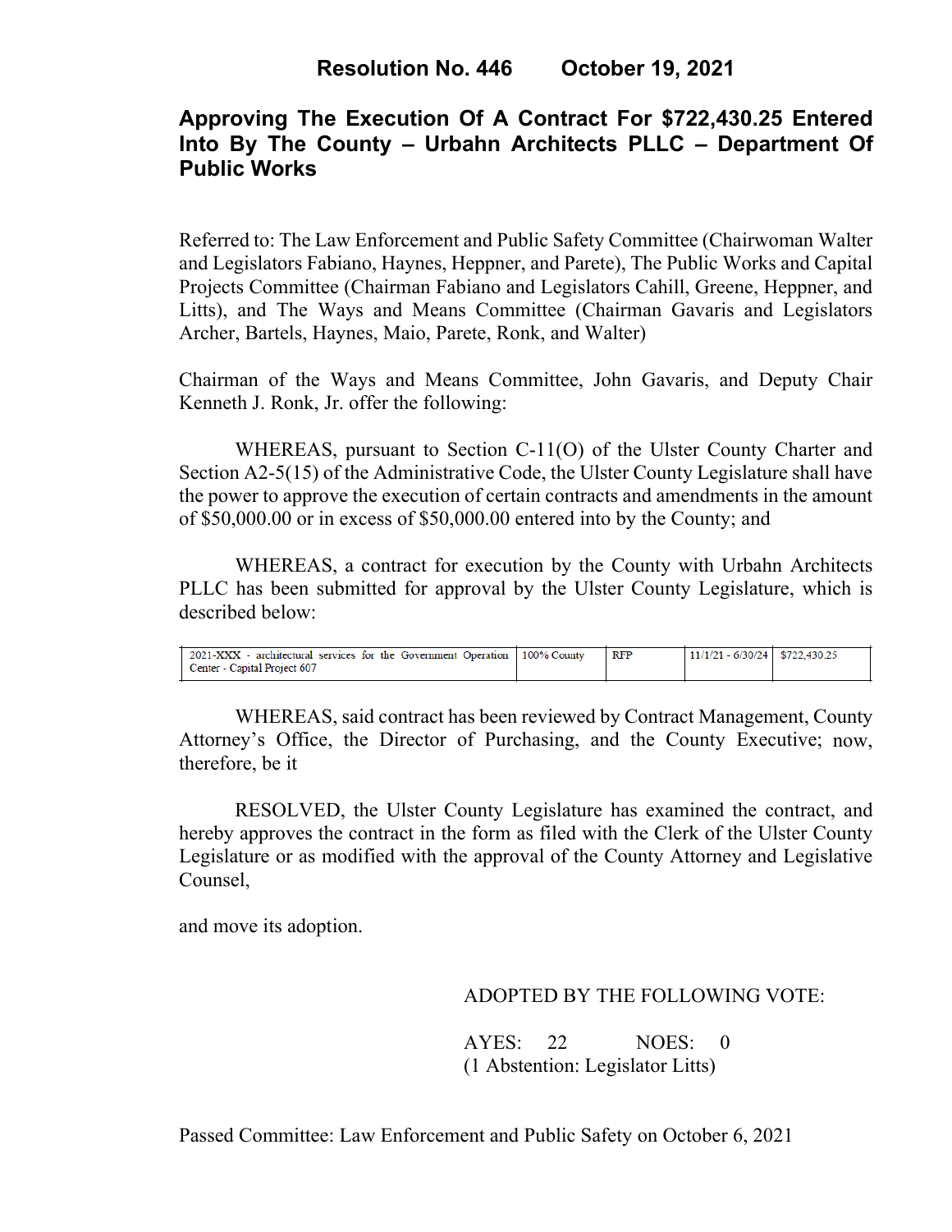# Resolution No. 446 October 19, 2021

## Approving The Execution Of A Contract For $722,430.25 Entered Into By The County – Urbahn Architects PLLC – Department Of Public Works

Referred to: The Law Enforcement and Public Safety Committee (Chairwoman Walter and Legislators Fabiano, Haynes, Heppner, and Parete), The Public Works and Capital Projects Committee (Chairman Fabiano and Legislators Cahill, Greene, Heppner, and Litts), and The Ways and Means Committee (Chairman Gavaris and Legislators Archer, Bartels, Haynes, Maio, Parete, Ronk, and Walter)

Chairman of the Ways and Means Committee, John Gavaris, and Deputy Chair Kenneth J. Ronk, Jr. offer the following:

WHEREAS, pursuant to Section C-11(O) of the Ulster County Charter and Section A2-5(15) of the Administrative Code, the Ulster County Legislature shall have the power to approve the execution of certain contracts and amendments in the amount of $50,000.00 or in excess of $50,000.00 entered into by the County; and

WHEREAS, a contract for execution by the County with Urbahn Architects PLLC has been submitted for approval by the Ulster County Legislature, which is described below:

| | | | | |
|---|---|---|---|---|
| 2021-XXX - architectural services for the Government Operation Center - Capital Project 607 | 100% County | RFP | 11/1/21 - 6/30/24 | $722,430.25 |

WHEREAS, said contract has been reviewed by Contract Management, County Attorney's Office, the Director of Purchasing, and the County Executive; now, therefore, be it

RESOLVED, the Ulster County Legislature has examined the contract, and hereby approves the contract in the form as filed with the Clerk of the Ulster County Legislature or as modified with the approval of the County Attorney and Legislative Counsel,

and move its adoption.

ADOPTED BY THE FOLLOWING VOTE:

AYES: 22 NOES: 0
(1 Abstention: Legislator Litts)

Passed Committee: Law Enforcement and Public Safety on October 6, 2021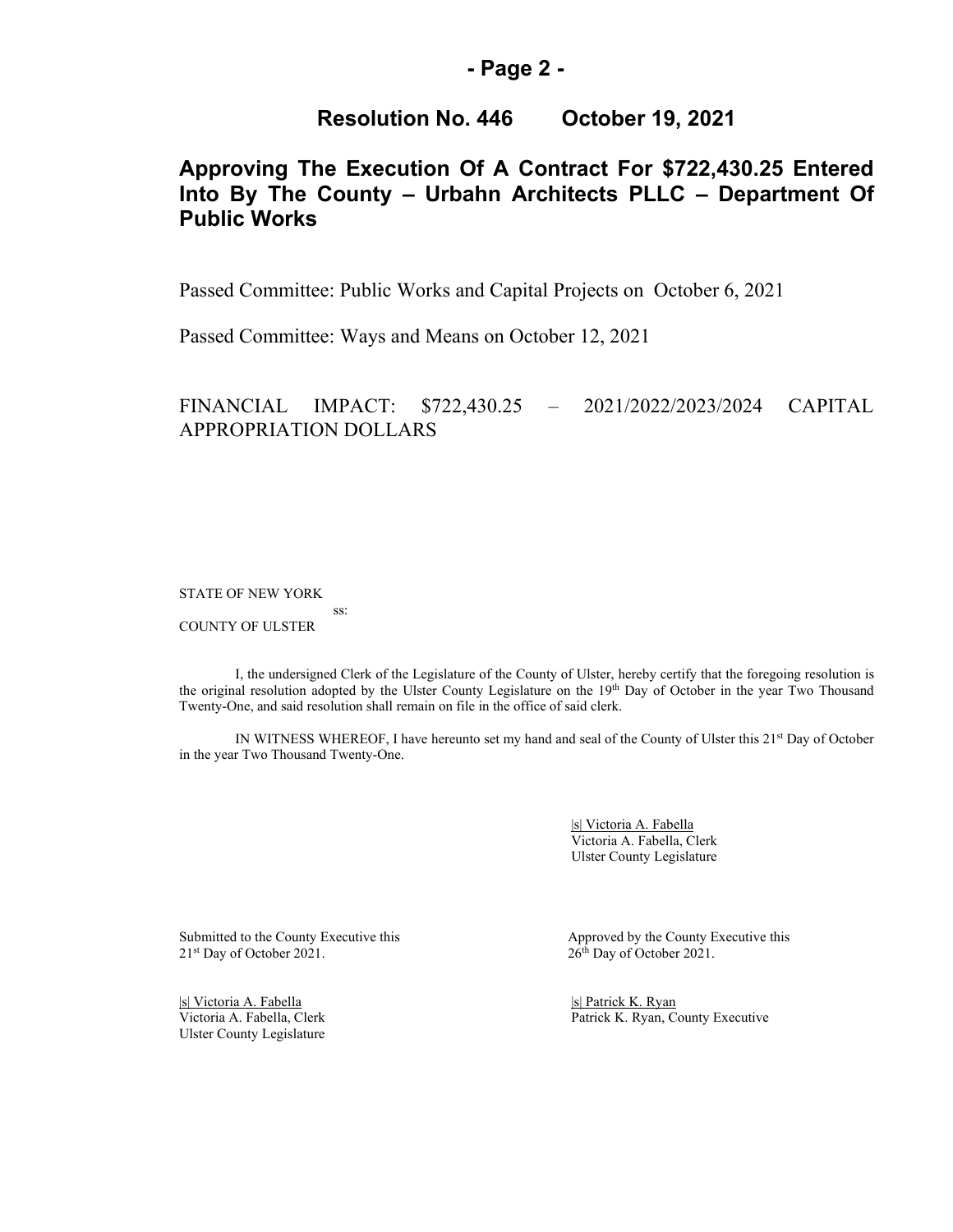## Resolution No. 446 October 19, 2021

## Approving The Execution Of A Contract For $722,430.25 Entered Into By The County – Urbahn Architects PLLC – Department Of Public Works

Passed Committee: Public Works and Capital Projects on October 6, 2021

Passed Committee: Ways and Means on October 12, 2021

FINANCIAL IMPACT: $722,430.25 – 2021/2022/2023/2024 CAPITAL APPROPRIATION DOLLARS

STATE OF NEW YORK
ss:
COUNTY OF ULSTER

I, the undersigned Clerk of the Legislature of the County of Ulster, hereby certify that the foregoing resolution is the original resolution adopted by the Ulster County Legislature on the 19th Day of October in the year Two Thousand Twenty-One, and said resolution shall remain on file in the office of said clerk.

IN WITNESS WHEREOF, I have hereunto set my hand and seal of the County of Ulster this 21st Day of October in the year Two Thousand Twenty-One.

|s| Victoria A. Fabella
Victoria A. Fabella, Clerk
Ulster County Legislature

Submitted to the County Executive this 21st Day of October 2021.

|s| Victoria A. Fabella
Victoria A. Fabella, Clerk
Ulster County Legislature

Approved by the County Executive this 26th Day of October 2021.

|s| Patrick K. Ryan
Patrick K. Ryan, County Executive